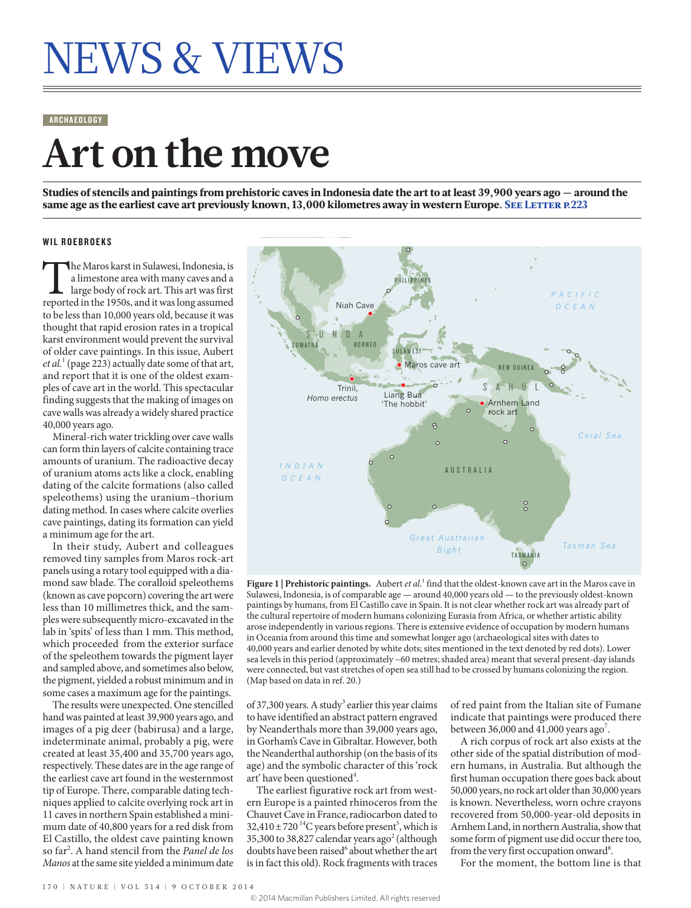# NEWS & VIEWS

ARCHAEOLOGY

# Art on the move

**Studies of stencils and paintings from prehistoric caves in Indonesia date the art to at least 39,900 years ago — around the same age as the earliest cave art previously known, 13,000 kilometres away in western Europe.** See Letter p.223

WIL ROEBROEKS

The Maros karst in Sulawesi, Indonesia, is a limestone area with many caves and a large body of rock art. This art was first reported in the 1950s, and it was long assumed to be less than 10,000 years old, because it was thought that rapid erosion rates in a tropical karst environment would prevent the survival of older cave paintings. In this issue, Aubert *et al.*[1] (page 223) actually date some of that art, and report that it is one of the oldest examples of cave art in the world. This spectacular finding suggests that the making of images on cave walls was already a widely shared practice 40,000 years ago.

Mineral-rich water trickling over cave walls can form thin layers of calcite containing trace amounts of uranium. The radioactive decay of uranium atoms acts like a clock, enabling dating of the calcite formations (also called speleothems) using the uranium–thorium dating method. In cases where calcite overlies cave paintings, dating its formation can yield a minimum age for the art.

In their study, Aubert and colleagues removed tiny samples from Maros rock-art panels using a rotary tool equipped with a diamond saw blade. The coralloid speleothems (known as cave popcorn) covering the art were less than 10 millimetres thick, and the samples were subsequently micro-excavated in the lab in 'spits' of less than 1 mm. This method, which proceeded from the exterior surface of the speleothem towards the pigment layer and sampled above, and sometimes also below, the pigment, yielded a robust minimum and in some cases a maximum age for the paintings.

The results were unexpected. One stencilled hand was painted at least 39,900 years ago, and images of a pig deer (babirusa) and a large, indeterminate animal, probably a pig, were created at least 35,400 and 35,700 years ago, respectively. These dates are in the age range of the earliest cave art found in the westernmost tip of Europe. There, comparable dating techniques applied to calcite overlying rock art in 11 caves in northern Spain established a minimum date of 40,800 years for a red disk from El Castillo, the oldest cave painting known so far[2]. A hand stencil from the *Panel de los Manos* at the same site yielded a minimum date of 37,300 years. A study[3] earlier this year claims to have identified an abstract pattern engraved by Neanderthals more than 39,000 years ago, in Gorham's Cave in Gibraltar. However, both the Neanderthal authorship (on the basis of its age) and the symbolic character of this 'rock art' have been questioned[4].

The earliest figurative rock art from western Europe is a painted rhinoceros from the Chauvet Cave in France, radiocarbon dated to $32{,}410 \pm 720$ $^{14}$C years before present[5], which is 35,300 to 38,827 calendar years ago[2] (although doubts have been raised[6] about whether the art is in fact this old). Rock fragments with traces of red paint from the Italian site of Fumane indicate that paintings were produced there between 36,000 and 41,000 years ago[7].

A rich corpus of rock art also exists at the other side of the spatial distribution of modern humans, in Australia. But although the first human occupation there goes back about 50,000 years, no rock art older than 30,000 years is known. Nevertheless, worn ochre crayons recovered from 50,000-year-old deposits in Arnhem Land, in northern Australia, show that some form of pigment use did occur there too, from the very first occupation onward[8].

For the moment, the bottom line is that

**Figure 1 | Prehistoric paintings.** Aubert *et al.*[1] find that the oldest-known cave art in the Maros cave in Sulawesi, Indonesia, is of comparable age — around 40,000 years old — to the previously oldest-known paintings by humans, from El Castillo cave in Spain. It is not clear whether rock art was already part of the cultural repertoire of modern humans colonizing Eurasia from Africa, or whether artistic ability arose independently in various regions. There is extensive evidence of occupation by modern humans in Oceania from around this time and somewhat longer ago (archaeological sites with dates to 40,000 years and earlier denoted by white dots; sites mentioned in the text denoted by red dots). Lower sea levels in this period (approximately –60 metres; shaded area) meant that several present-day islands were connected, but vast stretches of open sea still had to be crossed by humans colonizing the region. (Map based on data in ref. 20.)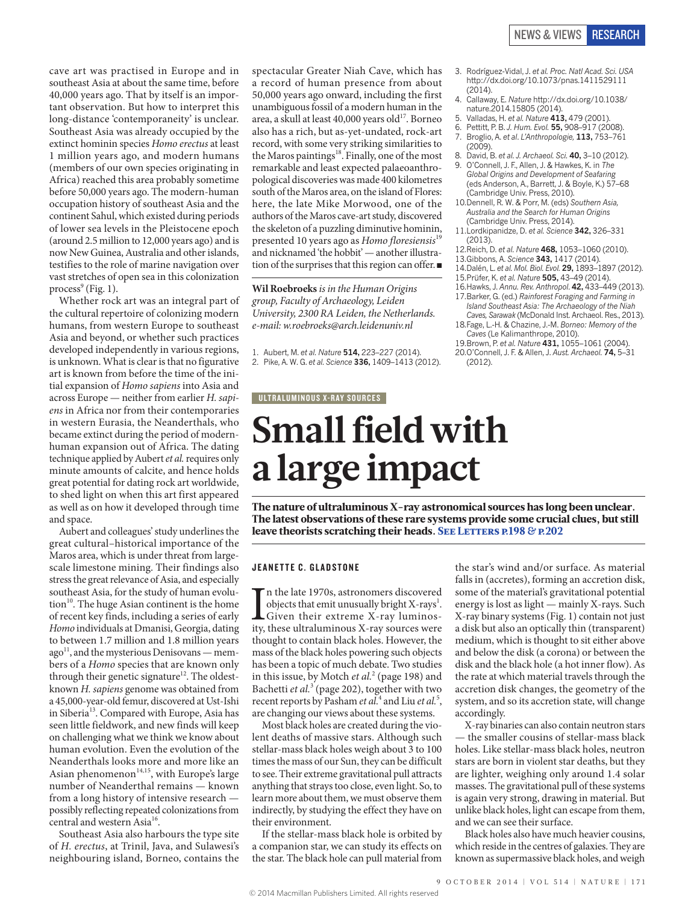cave art was practised in Europe and in southeast Asia at about the same time, before 40,000 years ago. That by itself is an important observation. But how to interpret this long-distance 'contemporaneity' is unclear. Southeast Asia was already occupied by the extinct hominin species *Homo erectus* at least 1 million years ago, and modern humans (members of our own species originating in Africa) reached this area probably sometime before 50,000 years ago. The modern-human occupation history of southeast Asia and the continent Sahul, which existed during periods of lower sea levels in the Pleistocene epoch (around 2.5 million to 12,000 years ago) and is now New Guinea, Australia and other islands, testifies to the role of marine navigation over vast stretches of open sea in this colonization process[9] (Fig. 1).

Whether rock art was an integral part of the cultural repertoire of colonizing modern humans, from western Europe to southeast Asia and beyond, or whether such practices developed independently in various regions, is unknown. What is clear is that no figurative art is known from before the time of the initial expansion of *Homo sapiens* into Asia and across Europe — neither from earlier *H. sapiens* in Africa nor from their contemporaries in western Eurasia, the Neanderthals, who became extinct during the period of modern-human expansion out of Africa. The dating technique applied by Aubert *et al.* requires only minute amounts of calcite, and hence holds great potential for dating rock art worldwide, to shed light on when this art first appeared as well as on how it developed through time and space.

Aubert and colleagues' study underlines the great cultural–historical importance of the Maros area, which is under threat from large-scale limestone mining. Their findings also stress the great relevance of Asia, and especially southeast Asia, for the study of human evolution[10]. The huge Asian continent is the home of recent key finds, including a series of early *Homo* individuals at Dmanisi, Georgia, dating to between 1.7 million and 1.8 million years ago[11], and the mysterious Denisovans — members of a *Homo* species that are known only through their genetic signature[12]. The oldest-known *H. sapiens* genome was obtained from a 45,000-year-old femur, discovered at Ust-Ishi in Siberia[13]. Compared with Europe, Asia has seen little fieldwork, and new finds will keep on challenging what we think we know about human evolution. Even the evolution of the Neanderthals looks more and more like an Asian phenomenon[14,15], with Europe's large number of Neanderthal remains — known from a long history of intensive research — possibly reflecting repeated colonizations from central and western Asia[16].

Southeast Asia also harbours the type site of *H. erectus*, at Trinil, Java, and Sulawesi's neighbouring island, Borneo, contains the spectacular Greater Niah Cave, which has a record of human presence from about 50,000 years ago onward, including the first unambiguous fossil of a modern human in the area, a skull at least 40,000 years old[17]. Borneo also has a rich, but as-yet-undated, rock-art record, with some very striking similarities to the Maros paintings[18]. Finally, one of the most remarkable and least expected palaeoanthropological discoveries was made 400 kilometres south of the Maros area, on the island of Flores: here, the late Mike Morwood, one of the authors of the Maros cave-art study, discovered the skeleton of a puzzling diminutive hominin, presented 10 years ago as *Homo floresiensis*[19] and nicknamed 'the hobbit' — another illustration of the surprises that this region can offer. ■

**Wil Roebroeks** *is in the Human Origins group, Faculty of Archaeology, Leiden University, 2300 RA Leiden, the Netherlands. e-mail: w.roebroeks@arch.leidenuniv.nl*

1. Aubert, M. *et al. Nature* **514,** 223–227 (2014).
2. Pike, A. W. G. *et al. Science* **336,** 1409–1413 (2012).
3. Rodríguez-Vidal, J. *et al. Proc. Natl Acad. Sci. USA* http://dx.doi.org/10.1073/pnas.1411529111 (2014).
4. Callaway, E. *Nature* http://dx.doi.org/10.1038/nature.2014.15805 (2014).
5. Valladas, H. *et al. Nature* **413,** 479 (2001).
6. Pettitt, P. B. *J. Hum. Evol.* **55,** 908–917 (2008).
7. Broglio, A. *et al. L'Anthropologie,* **113,** 753–761 (2009).
8. David, B. *et al. J. Archaeol. Sci.* **40,** 3–10 (2012).
9. O'Connell, J. F., Allen, J. & Hawkes, K. in *The Global Origins and Development of Seafaring* (eds Anderson, A., Barrett, J. & Boyle, K.) 57–68 (Cambridge Univ. Press, 2010).
10. Dennell, R. W. & Porr, M. (eds) *Southern Asia, Australia and the Search for Human Origins* (Cambridge Univ. Press, 2014).
11. Lordkipanidze, D. *et al. Science* **342,** 326–331 (2013).
12. Reich, D. *et al. Nature* **468,** 1053–1060 (2010).
13. Gibbons, A. *Science* **343,** 1417 (2014).
14. Dalén, L. *et al. Mol. Biol. Evol.* **29,** 1893–1897 (2012).
15. Prüfer, K. *et al. Nature* **505,** 43–49 (2014).
16. Hawks, J. *Annu. Rev. Anthropol.* **42,** 433–449 (2013).
17. Barker, G. (ed.) *Rainforest Foraging and Farming in Island Southeast Asia: The Archaeology of the Niah Caves, Sarawak* (McDonald Inst. Archaeol. Res., 2013).
18. Fage, L.-H. & Chazine, J.-M. *Borneo: Memory of the Caves* (Le Kalimanthrope, 2010).
19. Brown, P. *et al. Nature* **431,** 1055–1061 (2004).
20. O'Connell, J. F. & Allen, J. *J. Aust. Archaeol.* **74,** 5–31 (2012).

ULTRALUMINOUS X-RAY SOURCES

# Small field with a large impact

**The nature of ultraluminous X-ray astronomical sources has long been unclear. The latest observations of these rare systems provide some crucial clues, but still leave theorists scratching their heads. See Letters p.198 & p.202**

JEANETTE C. GLADSTONE

In the late 1970s, astronomers discovered objects that emit unusually bright X-rays[1]. Given their extreme X-ray luminosity, these ultraluminous X-ray sources were thought to contain black holes. However, the mass of the black holes powering such objects has been a topic of much debate. Two studies in this issue, by Motch *et al.*[2] (page 198) and Bachetti *et al.*[3] (page 202), together with two recent reports by Pasham *et al.*[4] and Liu *et al.*[5], are changing our views about these systems.

Most black holes are created during the violent deaths of massive stars. Although such stellar-mass black holes weigh about 3 to 100 times the mass of our Sun, they can be difficult to see. Their extreme gravitational pull attracts anything that strays too close, even light. So, to learn more about them, we must observe them indirectly, by studying the effect they have on their environment.

If the stellar-mass black hole is orbited by a companion star, we can study its effects on the star. The black hole can pull material from the star's wind and/or surface. As material falls in (accretes), forming an accretion disk, some of the material's gravitational potential energy is lost as light — mainly X-rays. Such X-ray binary systems (Fig. 1) contain not just a disk but also an optically thin (transparent) medium, which is thought to sit either above and below the disk (a corona) or between the disk and the black hole (a hot inner flow). As the rate at which material travels through the accretion disk changes, the geometry of the system, and so its accretion state, will change accordingly.

X-ray binaries can also contain neutron stars — the smaller cousins of stellar-mass black holes. Like stellar-mass black holes, neutron stars are born in violent star deaths, but they are lighter, weighing only around 1.4 solar masses. The gravitational pull of these systems is again very strong, drawing in material. But unlike black holes, light can escape from them, and we can see their surface.

Black holes also have much heavier cousins, which reside in the centres of galaxies. They are known as supermassive black holes, and weigh